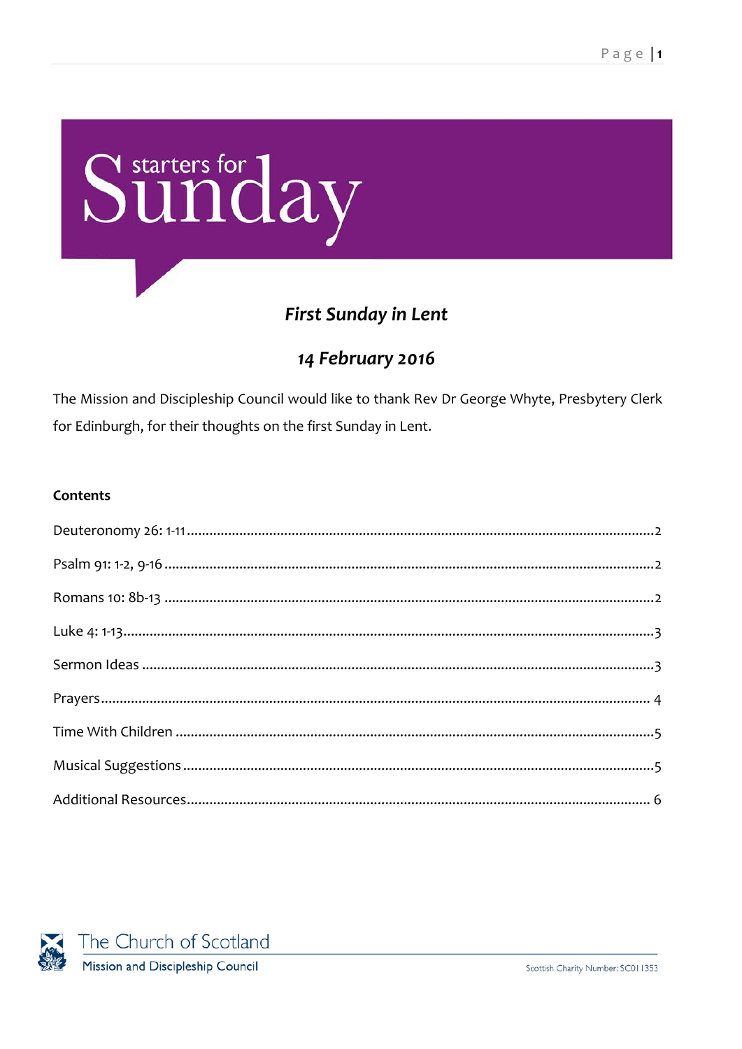# starters for Sunday

## *First Sunday in Lent*

## *14 February 2016*

The Mission and Discipleship Council would like to thank Rev Dr George Whyte, Presbytery Clerk for Edinburgh, for their thoughts on the first Sunday in Lent.

**Contents**

Deuteronomy 26: 1-11 .......... 2

Psalm 91: 1-2, 9-16 .......... 2

Romans 10: 8b-13 .......... 2

Luke 4: 1-13 .......... 3

Sermon Ideas .......... 3

Prayers .......... 4

Time With Children .......... 5

Musical Suggestions .......... 5

Additional Resources .......... 6

The Church of Scotland
Mission and Discipleship Council

Scottish Charity Number: SC011353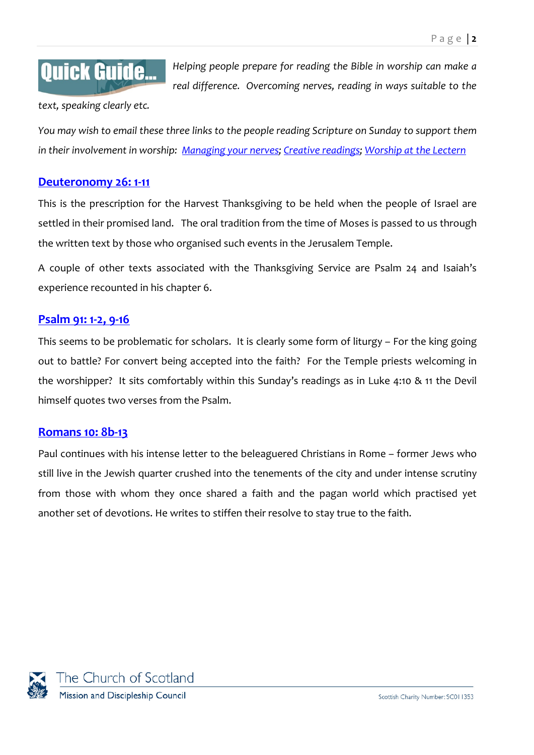**Quick Guide...** *Helping people prepare for reading the Bible in worship can make a real difference. Overcoming nerves, reading in ways suitable to the text, speaking clearly etc.*

*You may wish to email these three links to the people reading Scripture on Sunday to support them in their involvement in worship: Managing your nerves; Creative readings; Worship at the Lectern*

## Deuteronomy 26: 1-11

This is the prescription for the Harvest Thanksgiving to be held when the people of Israel are settled in their promised land. The oral tradition from the time of Moses is passed to us through the written text by those who organised such events in the Jerusalem Temple.

A couple of other texts associated with the Thanksgiving Service are Psalm 24 and Isaiah's experience recounted in his chapter 6.

## Psalm 91: 1-2, 9-16

This seems to be problematic for scholars. It is clearly some form of liturgy – For the king going out to battle? For convert being accepted into the faith? For the Temple priests welcoming in the worshipper? It sits comfortably within this Sunday's readings as in Luke 4:10 & 11 the Devil himself quotes two verses from the Psalm.

## Romans 10: 8b-13

Paul continues with his intense letter to the beleaguered Christians in Rome – former Jews who still live in the Jewish quarter crushed into the tenements of the city and under intense scrutiny from those with whom they once shared a faith and the pagan world which practised yet another set of devotions. He writes to stiffen their resolve to stay true to the faith.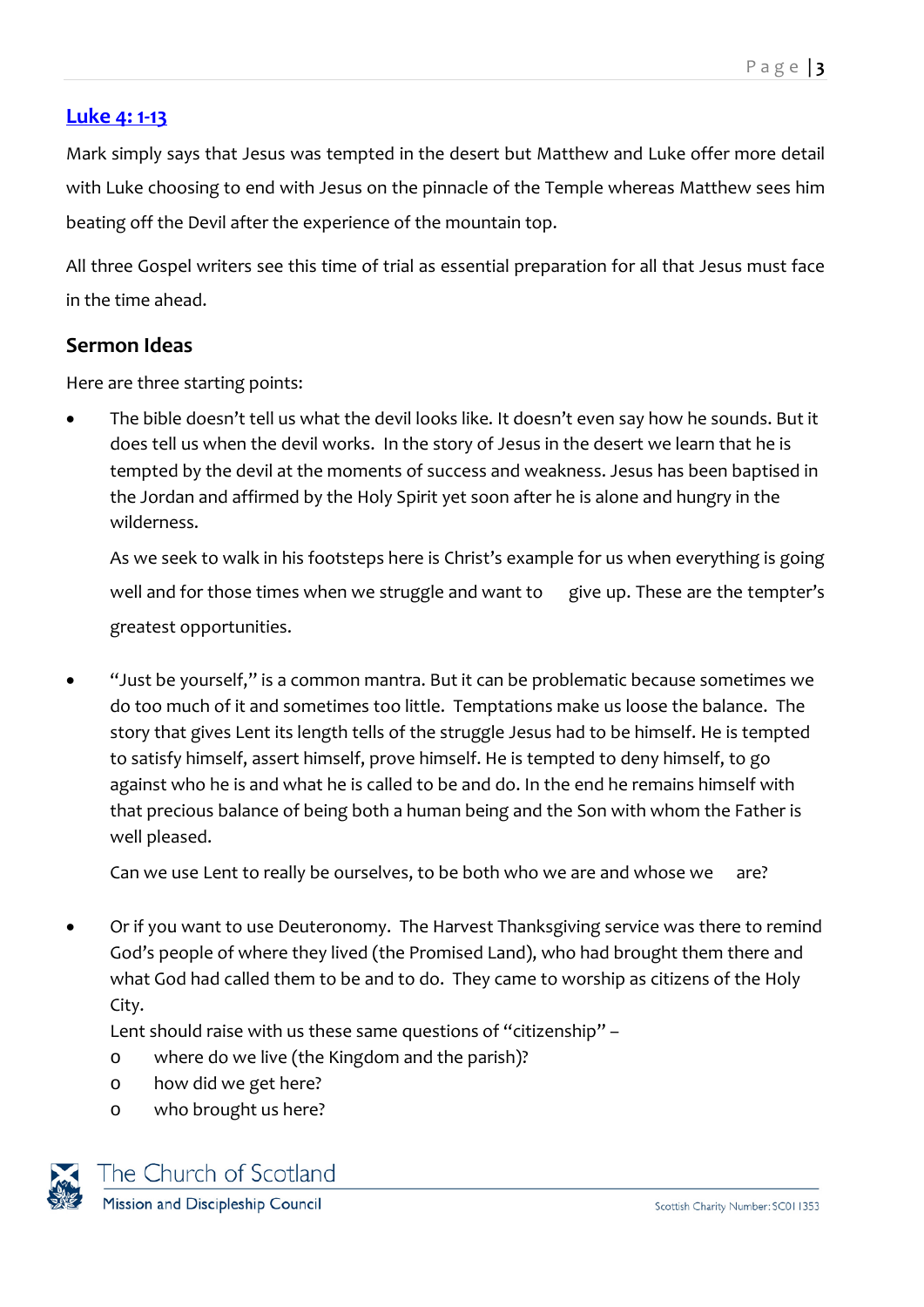## [Luke 4: 1-13]()

Mark simply says that Jesus was tempted in the desert but Matthew and Luke offer more detail with Luke choosing to end with Jesus on the pinnacle of the Temple whereas Matthew sees him beating off the Devil after the experience of the mountain top.

All three Gospel writers see this time of trial as essential preparation for all that Jesus must face in the time ahead.

### Sermon Ideas

Here are three starting points:

- The bible doesn't tell us what the devil looks like. It doesn't even say how he sounds. But it does tell us when the devil works. In the story of Jesus in the desert we learn that he is tempted by the devil at the moments of success and weakness. Jesus has been baptised in the Jordan and affirmed by the Holy Spirit yet soon after he is alone and hungry in the wilderness.

  As we seek to walk in his footsteps here is Christ's example for us when everything is going well and for those times when we struggle and want to give up. These are the tempter's greatest opportunities.

- "Just be yourself," is a common mantra. But it can be problematic because sometimes we do too much of it and sometimes too little. Temptations make us loose the balance. The story that gives Lent its length tells of the struggle Jesus had to be himself. He is tempted to satisfy himself, assert himself, prove himself. He is tempted to deny himself, to go against who he is and what he is called to be and do. In the end he remains himself with that precious balance of being both a human being and the Son with whom the Father is well pleased.

  Can we use Lent to really be ourselves, to be both who we are and whose we are?

- Or if you want to use Deuteronomy. The Harvest Thanksgiving service was there to remind God's people of where they lived (the Promised Land), who had brought them there and what God had called them to be and to do. They came to worship as citizens of the Holy City.
  Lent should raise with us these same questions of "citizenship" –
  - where do we live (the Kingdom and the parish)?
  - how did we get here?
  - who brought us here?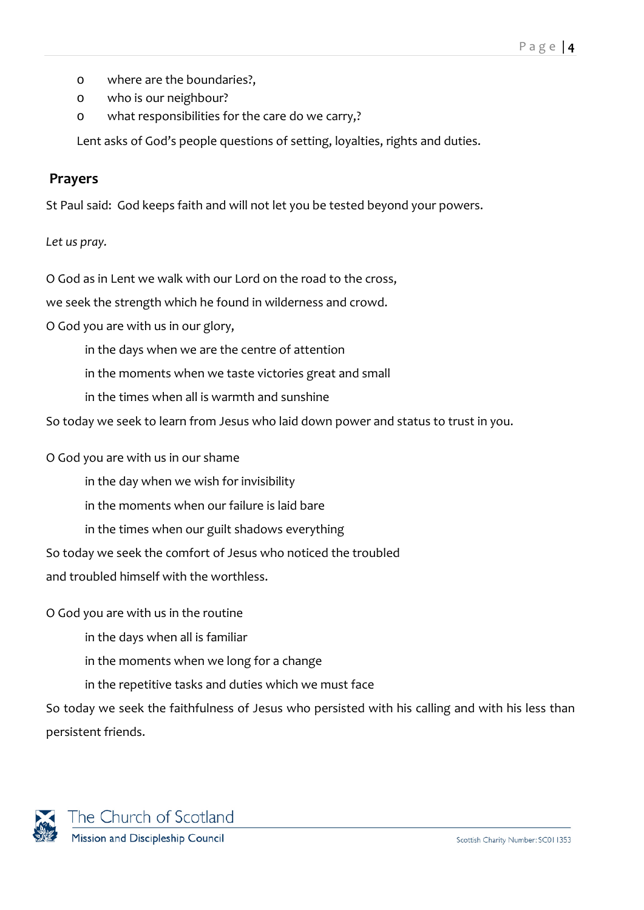- where are the boundaries?,
- who is our neighbour?
- what responsibilities for the care do we carry,?

Lent asks of God's people questions of setting, loyalties, rights and duties.

## Prayers

St Paul said: God keeps faith and will not let you be tested beyond your powers.

*Let us pray.*

O God as in Lent we walk with our Lord on the road to the cross,

we seek the strength which he found in wilderness and crowd.

O God you are with us in our glory,

> in the days when we are the centre of attention
>
> in the moments when we taste victories great and small
>
> in the times when all is warmth and sunshine

So today we seek to learn from Jesus who laid down power and status to trust in you.

O God you are with us in our shame

> in the day when we wish for invisibility
>
> in the moments when our failure is laid bare
>
> in the times when our guilt shadows everything

So today we seek the comfort of Jesus who noticed the troubled

and troubled himself with the worthless.

O God you are with us in the routine

> in the days when all is familiar
>
> in the moments when we long for a change
>
> in the repetitive tasks and duties which we must face

So today we seek the faithfulness of Jesus who persisted with his calling and with his less than persistent friends.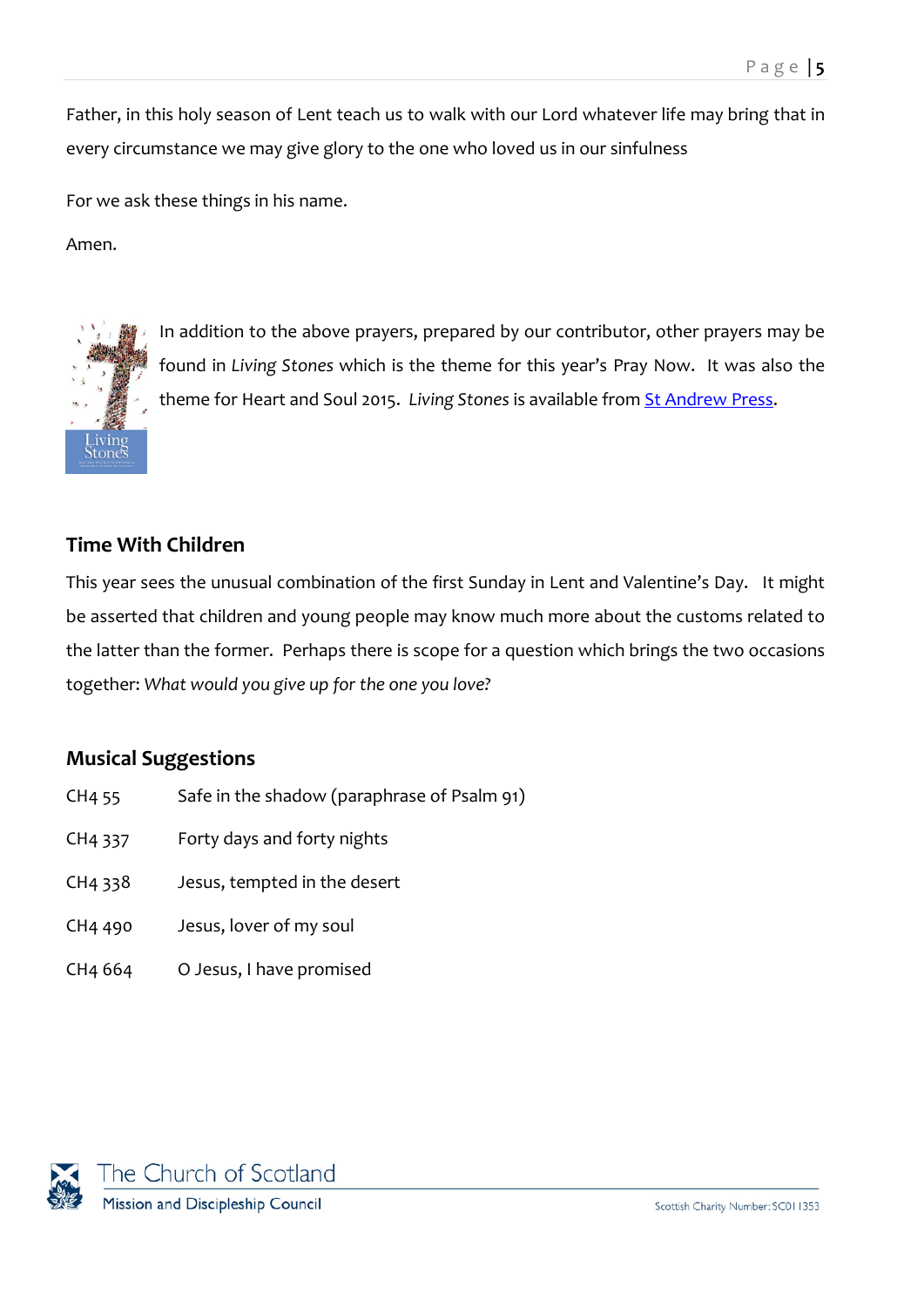Father, in this holy season of Lent teach us to walk with our Lord whatever life may bring that in every circumstance we may give glory to the one who loved us in our sinfulness

For we ask these things in his name.

Amen.

In addition to the above prayers, prepared by our contributor, other prayers may be found in *Living Stones* which is the theme for this year's Pray Now. It was also the theme for Heart and Soul 2015. *Living Stones* is available from [St Andrew Press](St Andrew Press).

## Time With Children

This year sees the unusual combination of the first Sunday in Lent and Valentine's Day. It might be asserted that children and young people may know much more about the customs related to the latter than the former. Perhaps there is scope for a question which brings the two occasions together: *What would you give up for the one you love?*

## Musical Suggestions

| | |
|---|---|
| CH4 55 | Safe in the shadow (paraphrase of Psalm 91) |
| CH4 337 | Forty days and forty nights |
| CH4 338 | Jesus, tempted in the desert |
| CH4 490 | Jesus, lover of my soul |
| CH4 664 | O Jesus, I have promised |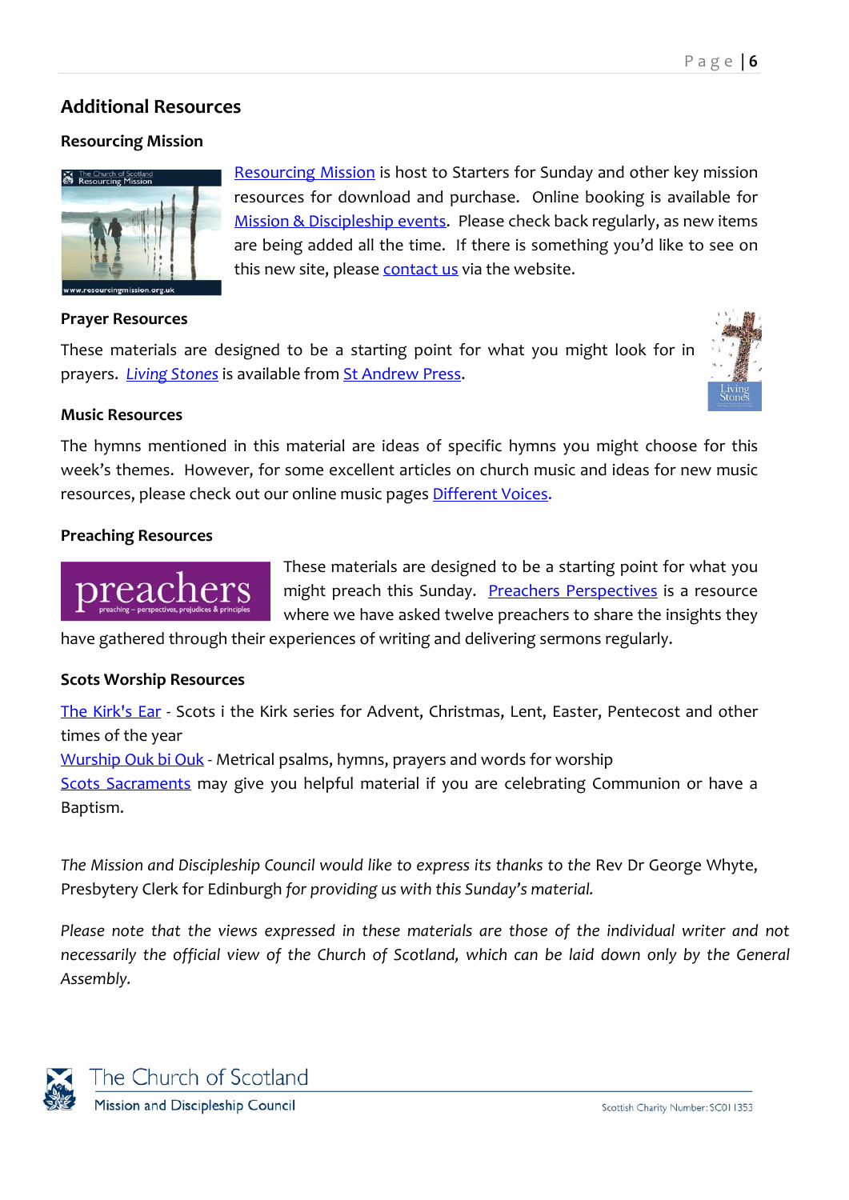## Additional Resources

### Resourcing Mission

Resourcing Mission is host to Starters for Sunday and other key mission resources for download and purchase. Online booking is available for Mission & Discipleship events. Please check back regularly, as new items are being added all the time. If there is something you'd like to see on this new site, please contact us via the website.

### Prayer Resources

These materials are designed to be a starting point for what you might look for in prayers. *Living Stones* is available from St Andrew Press.

### Music Resources

The hymns mentioned in this material are ideas of specific hymns you might choose for this week's themes. However, for some excellent articles on church music and ideas for new music resources, please check out our online music pages Different Voices.

### Preaching Resources

These materials are designed to be a starting point for what you might preach this Sunday. Preachers Perspectives is a resource where we have asked twelve preachers to share the insights they have gathered through their experiences of writing and delivering sermons regularly.

### Scots Worship Resources

The Kirk's Ear - Scots i the Kirk series for Advent, Christmas, Lent, Easter, Pentecost and other times of the year
Wurship Ouk bi Ouk - Metrical psalms, hymns, prayers and words for worship
Scots Sacraments may give you helpful material if you are celebrating Communion or have a Baptism.

*The Mission and Discipleship Council would like to express its thanks to the* Rev Dr George Whyte, Presbytery Clerk for Edinburgh *for providing us with this Sunday's material.*

*Please note that the views expressed in these materials are those of the individual writer and not necessarily the official view of the Church of Scotland, which can be laid down only by the General Assembly.*

The Church of Scotland
Mission and Discipleship Council

Scottish Charity Number: SC011353